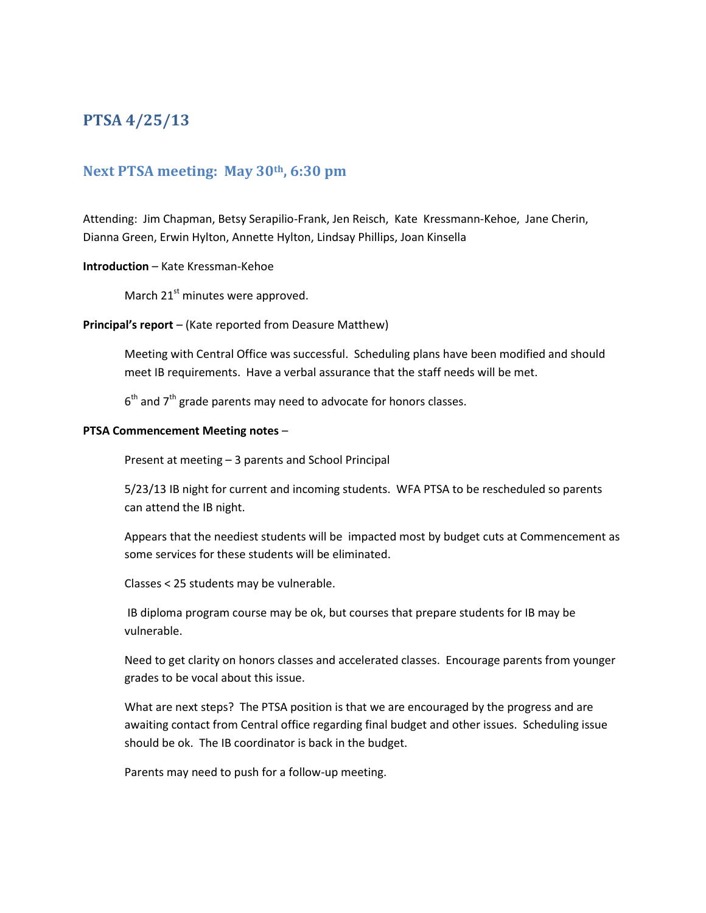# PTSA 4/25/13

## Next PTSA meeting: May 30th, 6:30 pm

Attending: Jim Chapman, Betsy Serapilio-Frank, Jen Reisch, Kate Kressmann-Kehoe, Jane Cherin, Dianna Green, Erwin Hylton, Annette Hylton, Lindsay Phillips, Joan Kinsella

**Introduction** – Kate Kressman-Kehoe

March 21st minutes were approved.

**Principal's report** – (Kate reported from Deasure Matthew)

Meeting with Central Office was successful. Scheduling plans have been modified and should meet IB requirements. Have a verbal assurance that the staff needs will be met.

6th and 7th grade parents may need to advocate for honors classes.

**PTSA Commencement Meeting notes** –

Present at meeting – 3 parents and School Principal

5/23/13 IB night for current and incoming students. WFA PTSA to be rescheduled so parents can attend the IB night.

Appears that the neediest students will be impacted most by budget cuts at Commencement as some services for these students will be eliminated.

Classes < 25 students may be vulnerable.

IB diploma program course may be ok, but courses that prepare students for IB may be vulnerable.

Need to get clarity on honors classes and accelerated classes. Encourage parents from younger grades to be vocal about this issue.

What are next steps? The PTSA position is that we are encouraged by the progress and are awaiting contact from Central office regarding final budget and other issues. Scheduling issue should be ok. The IB coordinator is back in the budget.

Parents may need to push for a follow-up meeting.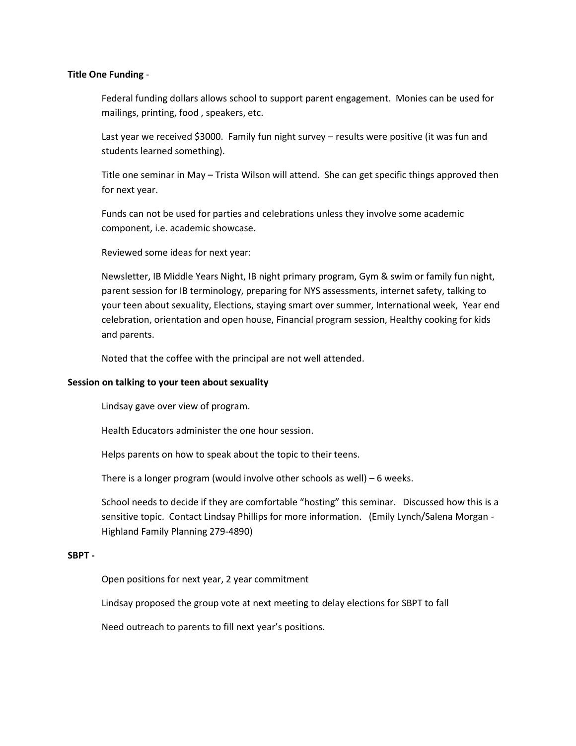**Title One Funding** -

Federal funding dollars allows school to support parent engagement. Monies can be used for mailings, printing, food , speakers, etc.

Last year we received $3000. Family fun night survey – results were positive (it was fun and students learned something).

Title one seminar in May – Trista Wilson will attend. She can get specific things approved then for next year.

Funds can not be used for parties and celebrations unless they involve some academic component, i.e. academic showcase.

Reviewed some ideas for next year:

Newsletter, IB Middle Years Night, IB night primary program, Gym & swim or family fun night, parent session for IB terminology, preparing for NYS assessments, internet safety, talking to your teen about sexuality, Elections, staying smart over summer, International week, Year end celebration, orientation and open house, Financial program session, Healthy cooking for kids and parents.

Noted that the coffee with the principal are not well attended.

**Session on talking to your teen about sexuality**

Lindsay gave over view of program.

Health Educators administer the one hour session.

Helps parents on how to speak about the topic to their teens.

There is a longer program (would involve other schools as well) – 6 weeks.

School needs to decide if they are comfortable "hosting" this seminar. Discussed how this is a sensitive topic. Contact Lindsay Phillips for more information. (Emily Lynch/Salena Morgan - Highland Family Planning 279-4890)

**SBPT -**

Open positions for next year, 2 year commitment

Lindsay proposed the group vote at next meeting to delay elections for SBPT to fall

Need outreach to parents to fill next year's positions.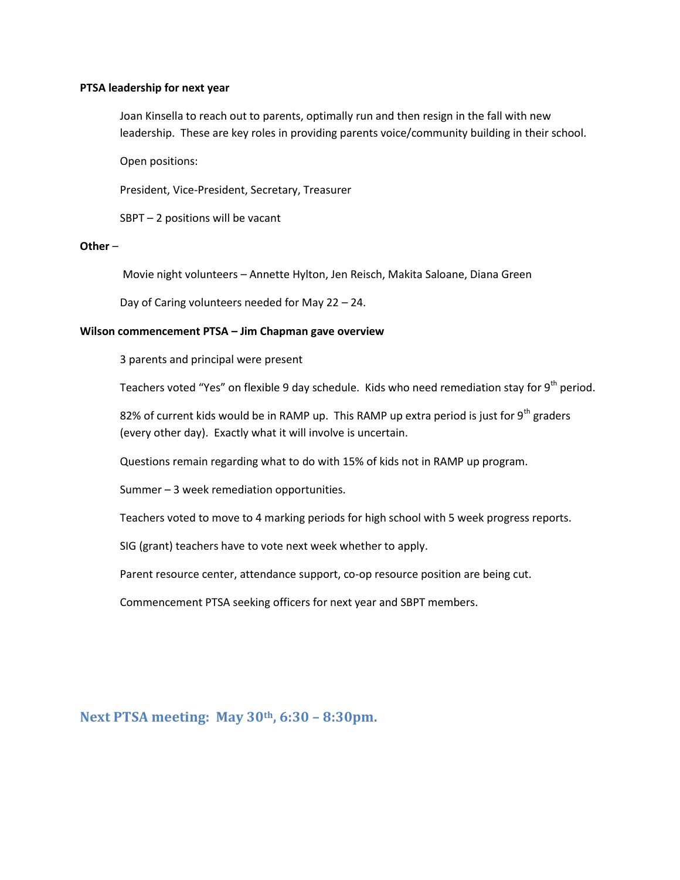**PTSA leadership for next year**

Joan Kinsella to reach out to parents, optimally run and then resign in the fall with new leadership. These are key roles in providing parents voice/community building in their school.

Open positions:

President, Vice-President, Secretary, Treasurer

SBPT – 2 positions will be vacant

**Other** –

Movie night volunteers – Annette Hylton, Jen Reisch, Makita Saloane, Diana Green

Day of Caring volunteers needed for May 22 – 24.

**Wilson commencement PTSA – Jim Chapman gave overview**

3 parents and principal were present

Teachers voted "Yes" on flexible 9 day schedule. Kids who need remediation stay for 9th period.

82% of current kids would be in RAMP up. This RAMP up extra period is just for 9th graders (every other day). Exactly what it will involve is uncertain.

Questions remain regarding what to do with 15% of kids not in RAMP up program.

Summer – 3 week remediation opportunities.

Teachers voted to move to 4 marking periods for high school with 5 week progress reports.

SIG (grant) teachers have to vote next week whether to apply.

Parent resource center, attendance support, co-op resource position are being cut.

Commencement PTSA seeking officers for next year and SBPT members.

## Next PTSA meeting: May 30th, 6:30 – 8:30pm.